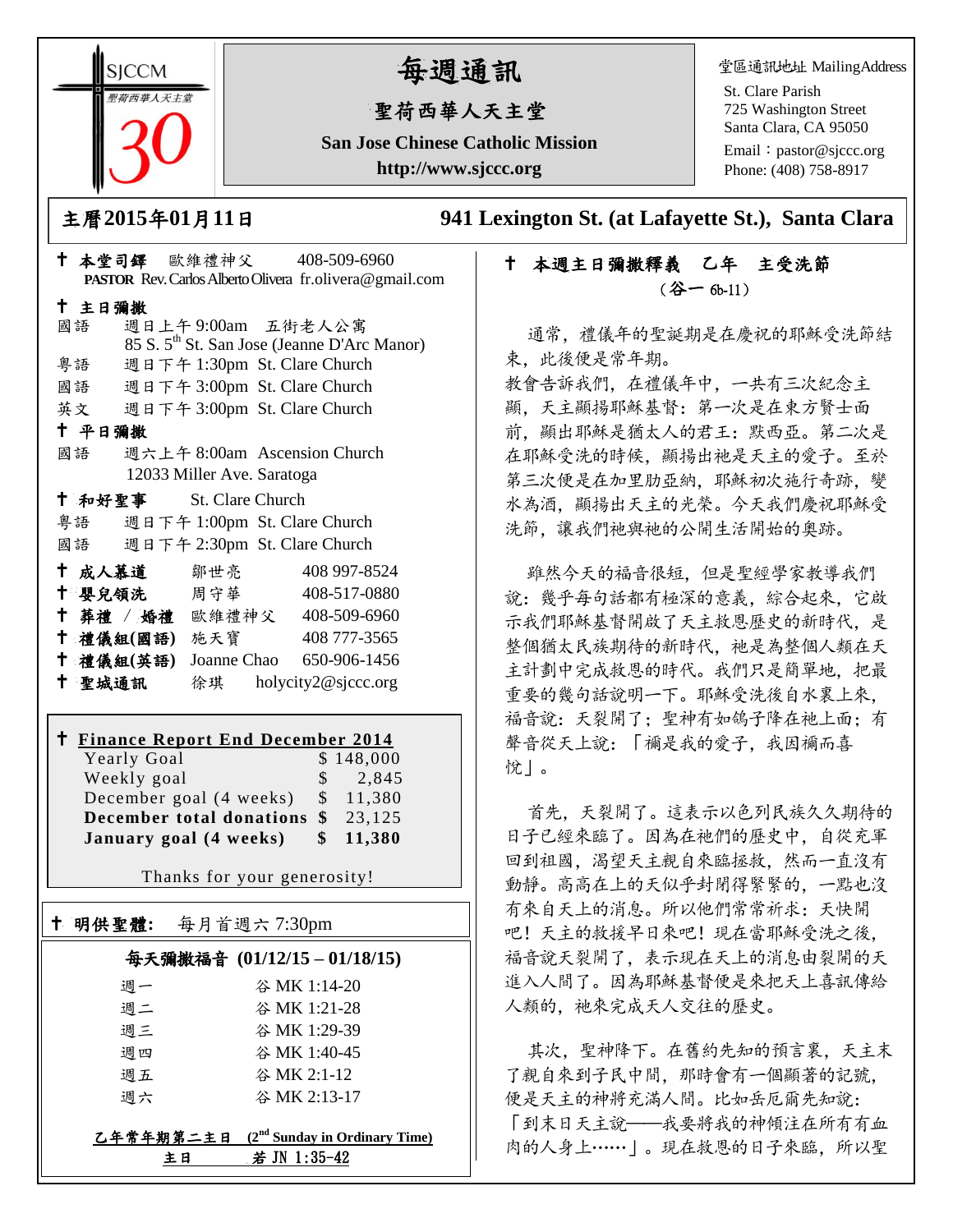SJCCM 聖荷西華人天主堂 30

# 每週通訊

## 聖荷西華人天主堂

**San Jose Chinese Catholic Mission**

**http://www.sjccc.org**

堂區通訊地址 MailingAddress
St. Clare Parish
725 Washington Street
Santa Clara, CA 95050
Email：pastor@sjccc.org
Phone: (408) 758-8917

**主曆2015年01月11日**　　**941 Lexington St. (at Lafayette St.), Santa Clara**

**† 本堂司鐸** 歐維禮神父 408-509-6960
**PASTOR** Rev. Carlos Alberto Olivera fr.olivera@gmail.com

**† 主日彌撒**
國語 週日上午 9:00am 五街老人公寓
85 S. 5th St. San Jose (Jeanne D'Arc Manor)
粵語 週日下午 1:30pm St. Clare Church
國語 週日下午 3:00pm St. Clare Church
英文 週日下午 3:00pm St. Clare Church

**† 平日彌撒**
國語 週六上午 8:00am Ascension Church
12033 Miller Ave. Saratoga

**† 和好聖事** St. Clare Church
粵語 週日下午 1:00pm St. Clare Church
國語 週日下午 2:30pm St. Clare Church

**† 成人慕道** 鄒世亮 408 997-8524
**† 嬰兒領洗** 周守華 408-517-0880
**† 葬禮 / 婚禮** 歐維禮神父 408-509-6960
**† 禮儀組(國語)** 施天寶 408 777-3565
**† 禮儀組(英語)** Joanne Chao 650-906-1456
**† 聖城通訊** 徐琪 holycity2@sjccc.org

**† Finance Report End December 2014**

| | |
|---|---|
| Yearly Goal | $ 148,000 |
| Weekly goal | $ 2,845 |
| December goal (4 weeks) | $ 11,380 |
| **December total donations** | **$ 23,125** |
| **January goal (4 weeks)** | **$ 11,380** |

Thanks for your generosity!

**† 明供聖體:** 每月首週六 7:30pm

**每天彌撒福音 (01/12/15 – 01/18/15)**

| | |
|---|---|
| 週一 | 谷 MK 1:14-20 |
| 週二 | 谷 MK 1:21-28 |
| 週三 | 谷 MK 1:29-39 |
| 週四 | 谷 MK 1:40-45 |
| 週五 | 谷 MK 2:1-12 |
| 週六 | 谷 MK 2:13-17 |

**乙年常年期第二主日 (2nd Sunday in Ordinary Time)**
**主日 若 JN 1:35-42**

**† 本週主日彌撒釋義 乙年 主受洗節**
**（谷一 6b-11）**

通常，禮儀年的聖誕期是在慶祝的耶穌受洗節結束，此後便是常年期。
教會告訴我們，在禮儀年中，一共有三次紀念主顯，天主顯揚耶穌基督：第一次是在東方賢士面前，顯出耶穌是猶太人的君王：默西亞。第二次是在耶穌受洗的時候，顯揚出祂是天主的愛子。至於第三次便是在加里肋亞納，耶穌初次施行奇跡，變水為酒，顯揚出天主的光榮。今天我們慶祝耶穌受洗節，讓我們祂與祂的公開生活開始的奧跡。

雖然今天的福音很短，但是聖經學家教導我們說：幾乎每句話都有極深的意義，綜合起來，它啟示我們耶穌基督開啟了天主救恩歷史的新時代，是整個猶太民族期待的新時代，祂是為整個人類在天主計劃中完成救恩的時代。我們只是簡單地，把最重要的幾句話說明一下。耶穌受洗後自水裏上來，福音說：天裂開了；聖神有如鴿子降在祂上面；有聲音從天上說：「禰是我的愛子，我因禰而喜悅」。

首先，天裂開了。這表示以色列民族久久期待的日子已經來臨了。因為在祂們的歷史中，自從充軍回到祖國，渴望天主親自來臨拯救，然而一直沒有動靜。高高在上的天似乎封閉得緊緊的，一點也沒有來自天上的消息。所以他們常常祈求：天快開吧！天主的救援早日來吧！現在當耶穌受洗之後，福音說天裂開了，表示現在天上的消息由裂開的天進入人間了。因為耶穌基督便是來把天上喜訊傳給人類的，祂來完成天人交往的歷史。

其次，聖神降下。在舊約先知的預言裏，天主末了親自來到子民中間，那時會有一個顯著的記號，便是天主的神將充滿人間。比如岳厄爾先知說：「到末日天主說——我要將我的神傾注在所有有血肉的人身上……」。現在救恩的日子來臨，所以聖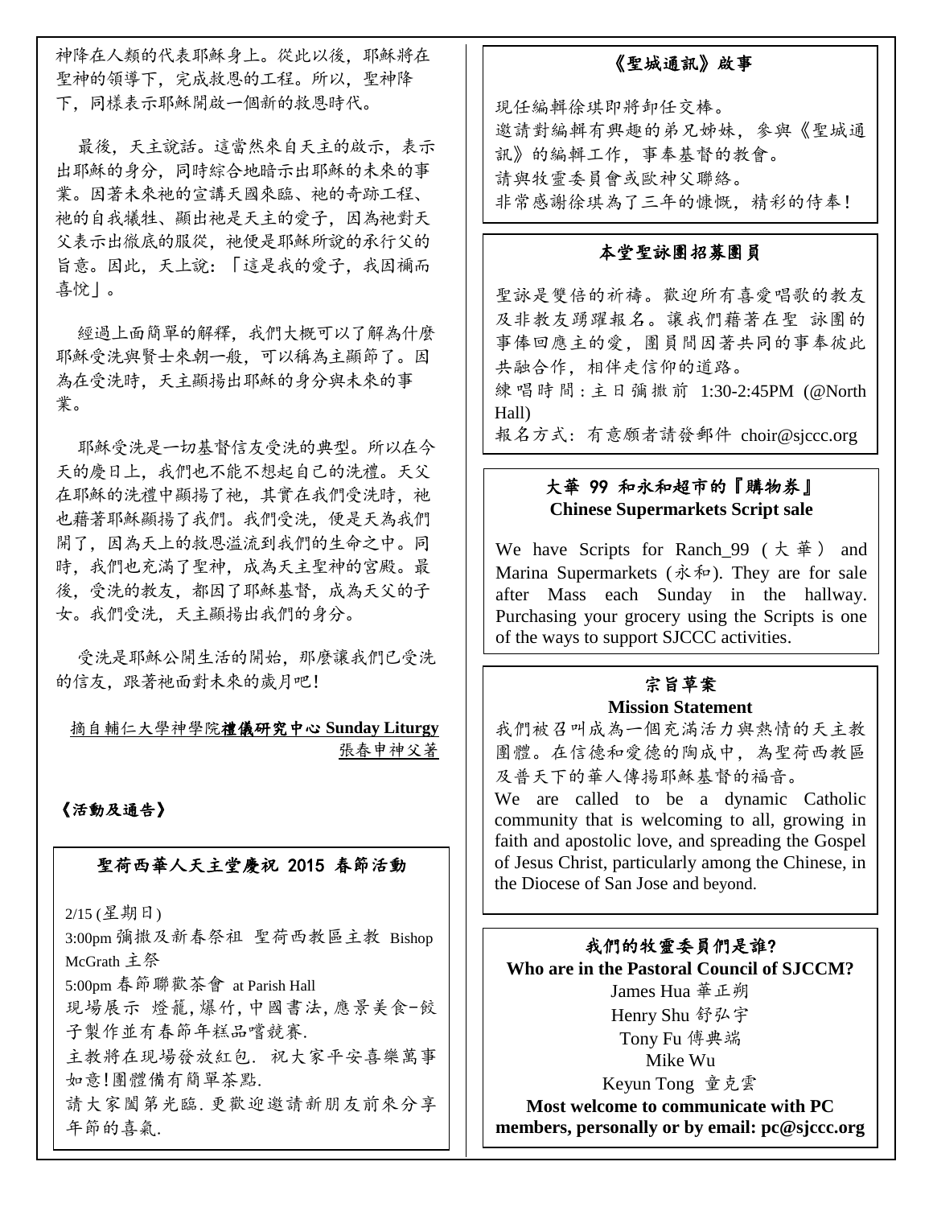神降在人類的代表耶穌身上。從此以後，耶穌將在聖神的領導下，完成救恩的工程。所以，聖神降下，同樣表示耶穌開啟一個新的救恩時代。

最後，天主說話。這當然來自天主的啟示，表示出耶穌的身分，同時綜合地暗示出耶穌的未來的事業。因著未來祂的宣講天國來臨、祂的奇跡工程、祂的自我犧牲、顯出祂是天主的愛子，因為祂對天父表示出徹底的服從，祂便是耶穌所說的承行父的旨意。因此，天上說：「這是我的愛子，我因禰而喜悅」。

經過上面簡單的解釋，我們大概可以了解為什麼耶穌受洗與賢士來朝一般，可以稱為主顯節了。因為在受洗時，天主顯揚出耶穌的身分與未來的事業。

耶穌受洗是一切基督信友受洗的典型。所以在今天的慶日上，我們也不能不想起自己的洗禮。天父在耶穌的洗禮中顯揚了祂，其實在我們受洗時，祂也藉著耶穌顯揚了我們。我們受洗，便是天為我們開了，因為天上的救恩溢流到我們的生命之中。同時，我們也充滿了聖神，成為天主聖神的宮殿。最後，受洗的教友，都因了耶穌基督，成為天父的子女。我們受洗，天主顯揚出我們的身分。

受洗是耶穌公開生活的開始，那麼讓我們已受洗的信友，跟著祂面對未來的歲月吧！

摘自輔仁大學神學院**禮儀研究中心 Sunday Liturgy**
張春申神父著

**《活動及通告》**

## 聖荷西華人天主堂慶祝 2015 春節活動

2/15 (星期日)
3:00pm 彌撒及新春祭祖 聖荷西教區主教 Bishop McGrath 主祭
5:00pm 春節聯歡茶會 at Parish Hall
現場展示 燈籠, 爆竹, 中國書法, 應景美食-餃子製作並有春節年糕品嚐競賽.
主教將在現場發放紅包. 祝大家平安喜樂萬事如意!團體備有簡單茶點.
請大家闔第光臨. 更歡迎邀請新朋友前來分享年節的喜氣.

## 《聖城通訊》啟事

現任編輯徐琪即將卸任交棒。
邀請對編輯有興趣的弟兄姊妹，參與《聖城通訊》的編輯工作，事奉基督的教會。
請與牧靈委員會或歐神父聯絡。
非常感謝徐琪為了三年的慷慨，精彩的侍奉！

## 本堂聖詠團招募團員

聖詠是雙倍的祈禱。歡迎所有喜愛唱歌的教友及非教友踴躍報名。讓我們藉著在聖 詠團的事俸回應主的愛，團員間因著共同的事奉彼此共融合作，相伴走信仰的道路。
練唱時間：主日彌撒前 1:30-2:45PM (@North Hall)
報名方式：有意願者請發郵件 choir@sjccc.org

## 大華 99 和永和超市的『購物券』
**Chinese Supermarkets Script sale**

We have Scripts for Ranch_99 (大華) and Marina Supermarkets (永和). They are for sale after Mass each Sunday in the hallway. Purchasing your grocery using the Scripts is one of the ways to support SJCCC activities.

## 宗旨草案
**Mission Statement**

我們被召叫成為一個充滿活力與熱情的天主教團體。在信德和愛德的陶成中，為聖荷西教區及普天下的華人傳揚耶穌基督的福音。
We are called to be a dynamic Catholic community that is welcoming to all, growing in faith and apostolic love, and spreading the Gospel of Jesus Christ, particularly among the Chinese, in the Diocese of San Jose and beyond.

## 我們的牧靈委員們是誰?
**Who are in the Pastoral Council of SJCCM?**

James Hua 華正朔
Henry Shu 舒弘宇
Tony Fu 傅典端
Mike Wu
Keyun Tong 童克雲

**Most welcome to communicate with PC members, personally or by email: pc@sjccc.org**